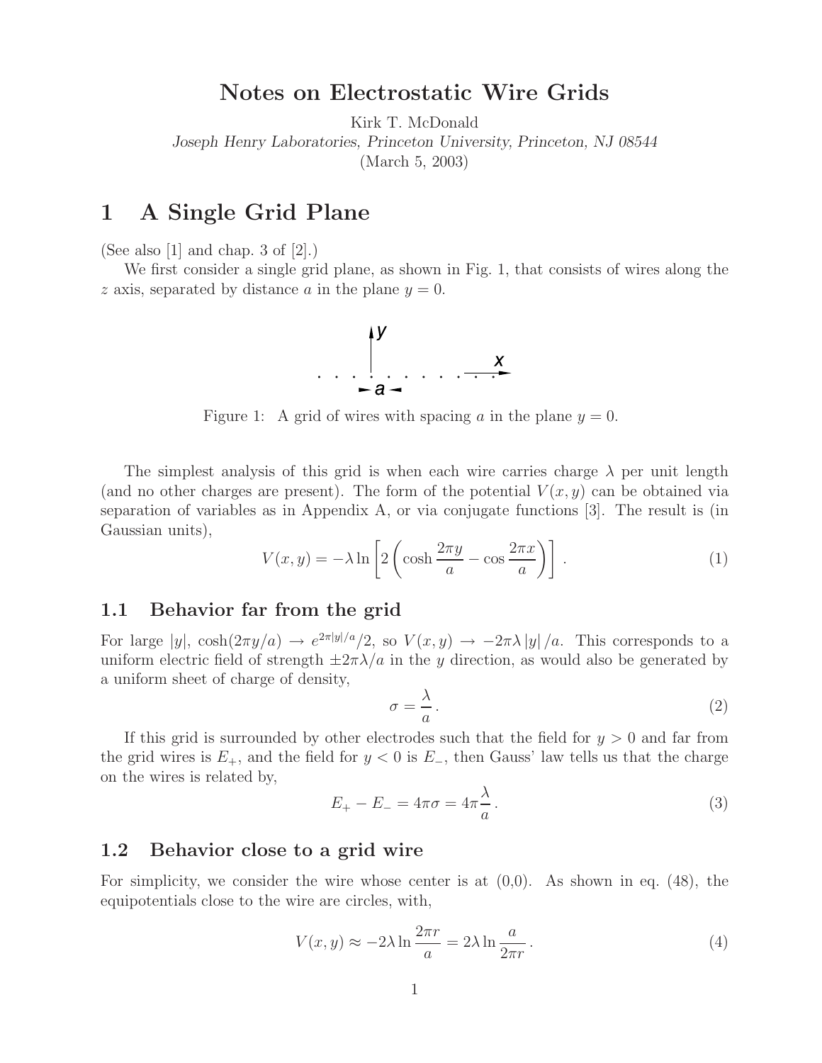# Notes on Electrostatic Wire Grids

Kirk T. McDonald

*Joseph Henry Laboratories, Princeton University, Princeton, NJ 08544*

(March 5, 2003)

## 1 A Single Grid Plane

(See also [1] and chap. 3 of [2].)

We first consider a single grid plane, as shown in Fig. 1, that consists of wires along the $z$ axis, separated by distance $a$ in the plane $y = 0$.

Figure 1: A grid of wires with spacing $a$ in the plane $y = 0$.

The simplest analysis of this grid is when each wire carries charge $\lambda$ per unit length (and no other charges are present). The form of the potential $V(x, y)$ can be obtained via separation of variables as in Appendix A, or via conjugate functions [3]. The result is (in Gaussian units),

$$V(x, y) = -\lambda \ln \left[ 2 \left( \cosh \frac{2\pi y}{a} - \cos \frac{2\pi x}{a} \right) \right] . \tag{1}$$

### 1.1 Behavior far from the grid

For large $|y|$, $\cosh(2\pi y/a) \to e^{2\pi |y|/a}/2$, so $V(x, y) \to -2\pi\lambda |y| /a$. This corresponds to a uniform electric field of strength $\pm 2\pi\lambda/a$ in the $y$ direction, as would also be generated by a uniform sheet of charge of density,

$$\sigma = \frac{\lambda}{a} . \tag{2}$$

If this grid is surrounded by other electrodes such that the field for $y > 0$ and far from the grid wires is $E_+$, and the field for $y < 0$ is $E_-$, then Gauss' law tells us that the charge on the wires is related by,

$$E_+ - E_- = 4\pi\sigma = 4\pi \frac{\lambda}{a} . \tag{3}$$

### 1.2 Behavior close to a grid wire

For simplicity, we consider the wire whose center is at (0,0). As shown in eq. (48), the equipotentials close to the wire are circles, with,

$$V(x, y) \approx -2\lambda \ln \frac{2\pi r}{a} = 2\lambda \ln \frac{a}{2\pi r} . \tag{4}$$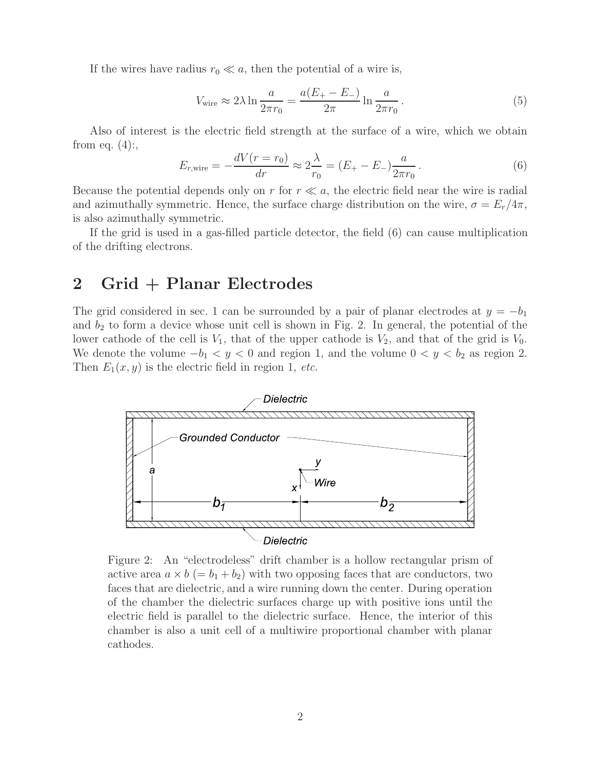If the wires have radius $r_0 \ll a$, then the potential of a wire is,

$$V_{\rm wire} \approx 2\lambda \ln \frac{a}{2\pi r_0} = \frac{a(E_+ - E_-)}{2\pi} \ln \frac{a}{2\pi r_0} \, . \tag{5}$$

Also of interest is the electric field strength at the surface of a wire, which we obtain from eq. (4):,

$$E_{r,{\rm wire}} = -\frac{dV(r = r_0)}{dr} \approx 2\frac{\lambda}{r_0} = (E_+ - E_-)\frac{a}{2\pi r_0} \, . \tag{6}$$

Because the potential depends only on $r$ for $r \ll a$, the electric field near the wire is radial and azimuthally symmetric. Hence, the surface charge distribution on the wire, $\sigma = E_r/4\pi$, is also azimuthally symmetric.

If the grid is used in a gas-filled particle detector, the field (6) can cause multiplication of the drifting electrons.

## 2 Grid + Planar Electrodes

The grid considered in sec. 1 can be surrounded by a pair of planar electrodes at $y = -b_1$ and $b_2$ to form a device whose unit cell is shown in Fig. 2. In general, the potential of the lower cathode of the cell is $V_1$, that of the upper cathode is $V_2$, and that of the grid is $V_0$. We denote the volume $-b_1 < y < 0$ and region 1, and the volume $0 < y < b_2$ as region 2. Then $E_1(x, y)$ is the electric field in region 1, *etc.*

Figure 2: An "electrodeless" drift chamber is a hollow rectangular prism of active area $a \times b$ $(= b_1 + b_2)$ with two opposing faces that are conductors, two faces that are dielectric, and a wire running down the center. During operation of the chamber the dielectric surfaces charge up with positive ions until the electric field is parallel to the dielectric surface. Hence, the interior of this chamber is also a unit cell of a multiwire proportional chamber with planar cathodes.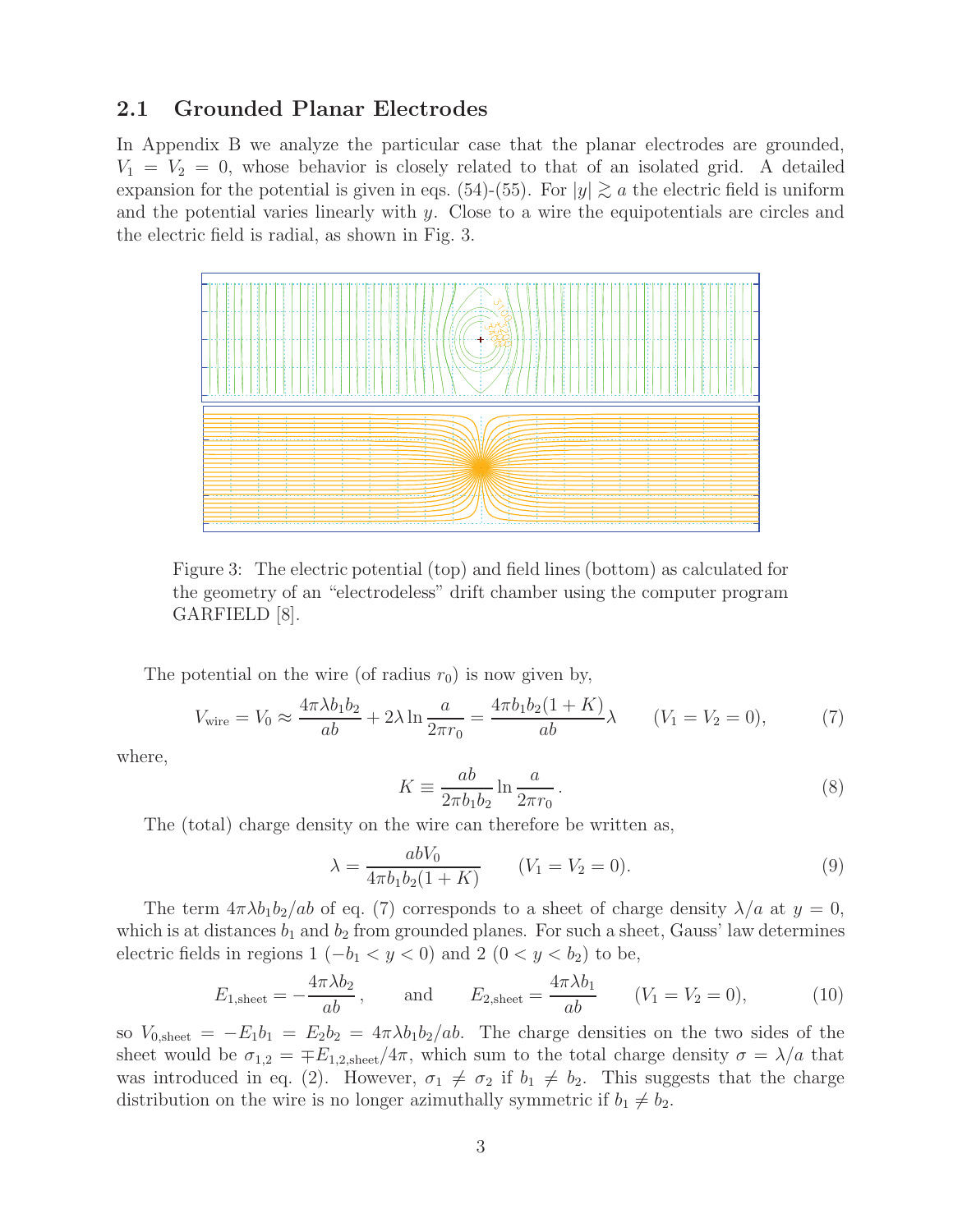## 2.1 Grounded Planar Electrodes

In Appendix B we analyze the particular case that the planar electrodes are grounded, $V_1 = V_2 = 0$, whose behavior is closely related to that of an isolated grid. A detailed expansion for the potential is given in eqs. (54)-(55). For $|y| \gtrsim a$ the electric field is uniform and the potential varies linearly with $y$. Close to a wire the equipotentials are circles and the electric field is radial, as shown in Fig. 3.

Figure 3: The electric potential (top) and field lines (bottom) as calculated for the geometry of an "electrodeless" drift chamber using the computer program GARFIELD [8].

The potential on the wire (of radius $r_0$) is now given by,

$$V_{\rm wire} = V_0 \approx \frac{4\pi\lambda b_1 b_2}{ab} + 2\lambda \ln\frac{a}{2\pi r_0} = \frac{4\pi b_1 b_2(1+K)}{ab}\lambda \qquad (V_1 = V_2 = 0), \tag{7}$$

where,

$$K \equiv \frac{ab}{2\pi b_1 b_2}\ln\frac{a}{2\pi r_0}\,. \tag{8}$$

The (total) charge density on the wire can therefore be written as,

$$\lambda = \frac{abV_0}{4\pi b_1 b_2(1+K)} \qquad (V_1 = V_2 = 0). \tag{9}$$

The term $4\pi\lambda b_1 b_2/ab$ of eq. (7) corresponds to a sheet of charge density $\lambda/a$ at $y = 0$, which is at distances $b_1$ and $b_2$ from grounded planes. For such a sheet, Gauss' law determines electric fields in regions 1 ($-b_1 < y < 0$) and 2 ($0 < y < b_2$) to be,

$$E_{1,\rm sheet} = -\frac{4\pi\lambda b_2}{ab}\,, \qquad \text{and} \qquad E_{2,\rm sheet} = \frac{4\pi\lambda b_1}{ab} \qquad (V_1 = V_2 = 0), \tag{10}$$

so $V_{0,\rm sheet} = -E_1 b_1 = E_2 b_2 = 4\pi\lambda b_1 b_2/ab$. The charge densities on the two sides of the sheet would be $\sigma_{1,2} = \mp E_{1,2,\rm sheet}/4\pi$, which sum to the total charge density $\sigma = \lambda/a$ that was introduced in eq. (2). However, $\sigma_1 \neq \sigma_2$ if $b_1 \neq b_2$. This suggests that the charge distribution on the wire is no longer azimuthally symmetric if $b_1 \neq b_2$.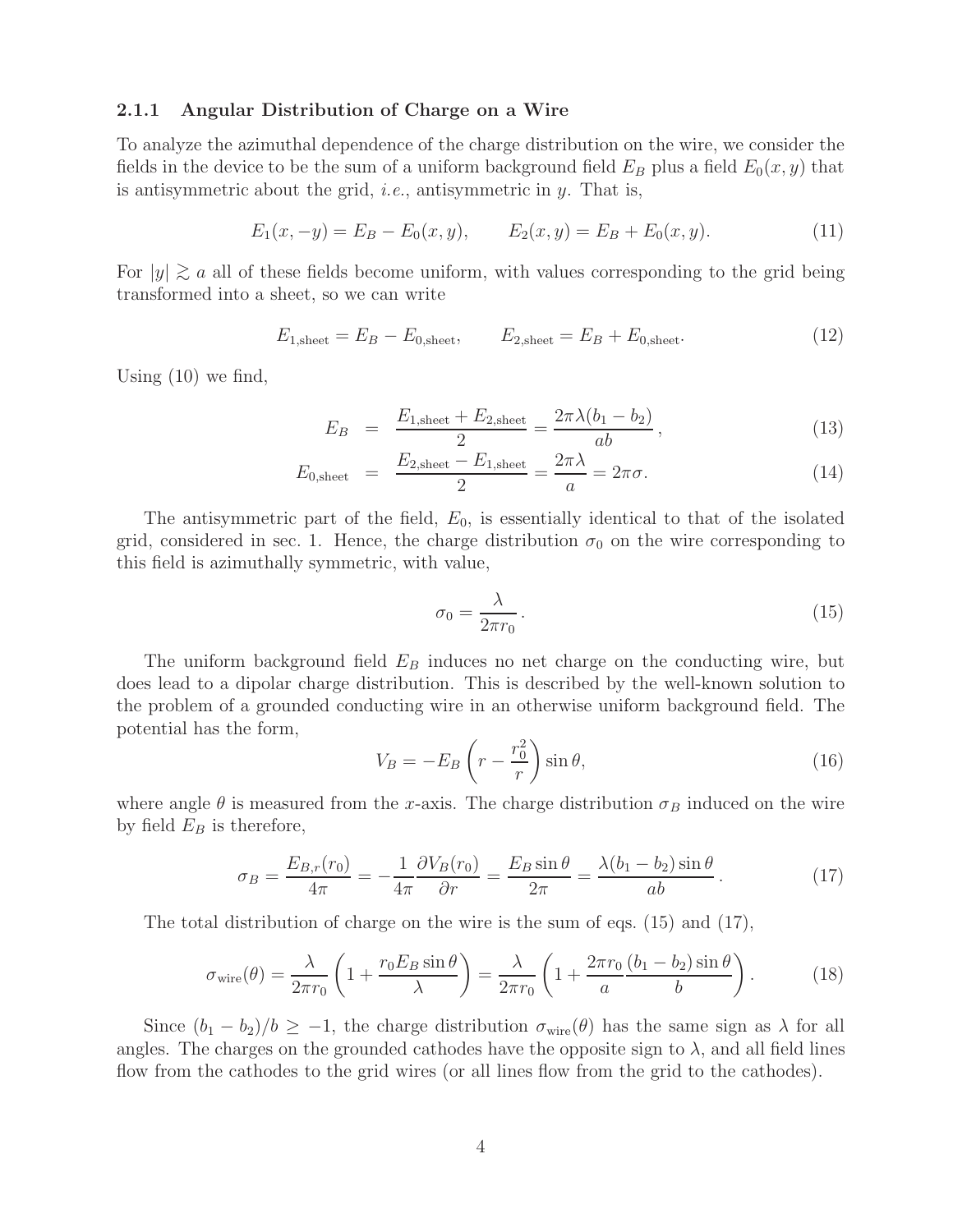### 2.1.1 Angular Distribution of Charge on a Wire

To analyze the azimuthal dependence of the charge distribution on the wire, we consider the fields in the device to be the sum of a uniform background field $E_B$ plus a field $E_0(x, y)$ that is antisymmetric about the grid, *i.e.*, antisymmetric in $y$. That is,

$$E_1(x, -y) = E_B - E_0(x, y), \qquad E_2(x, y) = E_B + E_0(x, y). \tag{11}$$

For $|y| \gtrsim a$ all of these fields become uniform, with values corresponding to the grid being transformed into a sheet, so we can write

$$E_{1,\text{sheet}} = E_B - E_{0,\text{sheet}}, \qquad E_{2,\text{sheet}} = E_B + E_{0,\text{sheet}}. \tag{12}$$

Using (10) we find,

$$E_B = \frac{E_{1,\text{sheet}} + E_{2,\text{sheet}}}{2} = \frac{2\pi\lambda(b_1 - b_2)}{ab}, \tag{13}$$

$$E_{0,\text{sheet}} = \frac{E_{2,\text{sheet}} - E_{1,\text{sheet}}}{2} = \frac{2\pi\lambda}{a} = 2\pi\sigma. \tag{14}$$

The antisymmetric part of the field, $E_0$, is essentially identical to that of the isolated grid, considered in sec. 1. Hence, the charge distribution $\sigma_0$ on the wire corresponding to this field is azimuthally symmetric, with value,

$$\sigma_0 = \frac{\lambda}{2\pi r_0}. \tag{15}$$

The uniform background field $E_B$ induces no net charge on the conducting wire, but does lead to a dipolar charge distribution. This is described by the well-known solution to the problem of a grounded conducting wire in an otherwise uniform background field. The potential has the form,

$$V_B = -E_B \left( r - \frac{r_0^2}{r} \right) \sin\theta, \tag{16}$$

where angle $\theta$ is measured from the $x$-axis. The charge distribution $\sigma_B$ induced on the wire by field $E_B$ is therefore,

$$\sigma_B = \frac{E_{B,r}(r_0)}{4\pi} = -\frac{1}{4\pi}\frac{\partial V_B(r_0)}{\partial r} = \frac{E_B \sin\theta}{2\pi} = \frac{\lambda(b_1 - b_2)\sin\theta}{ab}. \tag{17}$$

The total distribution of charge on the wire is the sum of eqs. (15) and (17),

$$\sigma_{\text{wire}}(\theta) = \frac{\lambda}{2\pi r_0}\left(1 + \frac{r_0 E_B \sin\theta}{\lambda}\right) = \frac{\lambda}{2\pi r_0}\left(1 + \frac{2\pi r_0}{a}\frac{(b_1 - b_2)\sin\theta}{b}\right). \tag{18}$$

Since $(b_1 - b_2)/b \geq -1$, the charge distribution $\sigma_{\text{wire}}(\theta)$ has the same sign as $\lambda$ for all angles. The charges on the grounded cathodes have the opposite sign to $\lambda$, and all field lines flow from the cathodes to the grid wires (or all lines flow from the grid to the cathodes).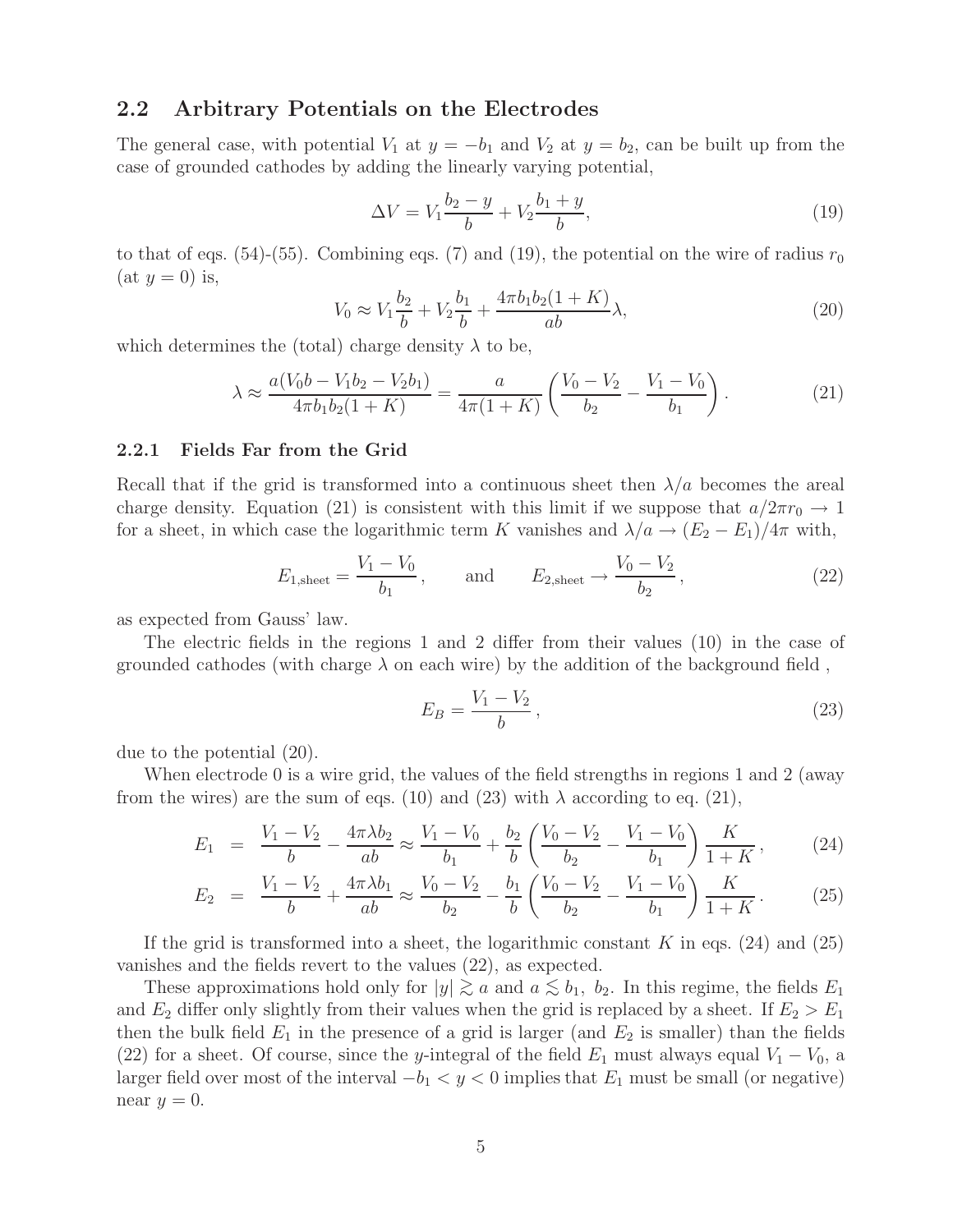## 2.2 Arbitrary Potentials on the Electrodes

The general case, with potential $V_1$ at $y = -b_1$ and $V_2$ at $y = b_2$, can be built up from the case of grounded cathodes by adding the linearly varying potential,

$$\Delta V = V_1 \frac{b_2 - y}{b} + V_2 \frac{b_1 + y}{b}, \tag{19}$$

to that of eqs. (54)-(55). Combining eqs. (7) and (19), the potential on the wire of radius $r_0$ (at $y = 0$) is,

$$V_0 \approx V_1 \frac{b_2}{b} + V_2 \frac{b_1}{b} + \frac{4\pi b_1 b_2 (1 + K)}{ab} \lambda, \tag{20}$$

which determines the (total) charge density $\lambda$ to be,

$$\lambda \approx \frac{a(V_0 b - V_1 b_2 - V_2 b_1)}{4\pi b_1 b_2 (1 + K)} = \frac{a}{4\pi(1 + K)} \left( \frac{V_0 - V_2}{b_2} - \frac{V_1 - V_0}{b_1} \right). \tag{21}$$

### 2.2.1 Fields Far from the Grid

Recall that if the grid is transformed into a continuous sheet then $\lambda/a$ becomes the areal charge density. Equation (21) is consistent with this limit if we suppose that $a/2\pi r_0 \to 1$ for a sheet, in which case the logarithmic term $K$ vanishes and $\lambda/a \to (E_2 - E_1)/4\pi$ with,

$$E_{1,\text{sheet}} = \frac{V_1 - V_0}{b_1}, \qquad \text{and} \qquad E_{2,\text{sheet}} \to \frac{V_0 - V_2}{b_2}, \tag{22}$$

as expected from Gauss' law.

The electric fields in the regions 1 and 2 differ from their values (10) in the case of grounded cathodes (with charge $\lambda$ on each wire) by the addition of the background field ,

$$E_B = \frac{V_1 - V_2}{b}, \tag{23}$$

due to the potential (20).

When electrode 0 is a wire grid, the values of the field strengths in regions 1 and 2 (away from the wires) are the sum of eqs. (10) and (23) with $\lambda$ according to eq. (21),

$$E_1 = \frac{V_1 - V_2}{b} - \frac{4\pi\lambda b_2}{ab} \approx \frac{V_1 - V_0}{b_1} + \frac{b_2}{b} \left( \frac{V_0 - V_2}{b_2} - \frac{V_1 - V_0}{b_1} \right) \frac{K}{1 + K}, \tag{24}$$

$$E_2 = \frac{V_1 - V_2}{b} + \frac{4\pi\lambda b_1}{ab} \approx \frac{V_0 - V_2}{b_2} - \frac{b_1}{b} \left( \frac{V_0 - V_2}{b_2} - \frac{V_1 - V_0}{b_1} \right) \frac{K}{1 + K}. \tag{25}$$

If the grid is transformed into a sheet, the logarithmic constant $K$ in eqs. (24) and (25) vanishes and the fields revert to the values (22), as expected.

These approximations hold only for $|y| \gtrsim a$ and $a \lesssim b_1,\ b_2$. In this regime, the fields $E_1$ and $E_2$ differ only slightly from their values when the grid is replaced by a sheet. If $E_2 > E_1$ then the bulk field $E_1$ in the presence of a grid is larger (and $E_2$ is smaller) than the fields (22) for a sheet. Of course, since the $y$-integral of the field $E_1$ must always equal $V_1 - V_0$, a larger field over most of the interval $-b_1 < y < 0$ implies that $E_1$ must be small (or negative) near $y = 0$.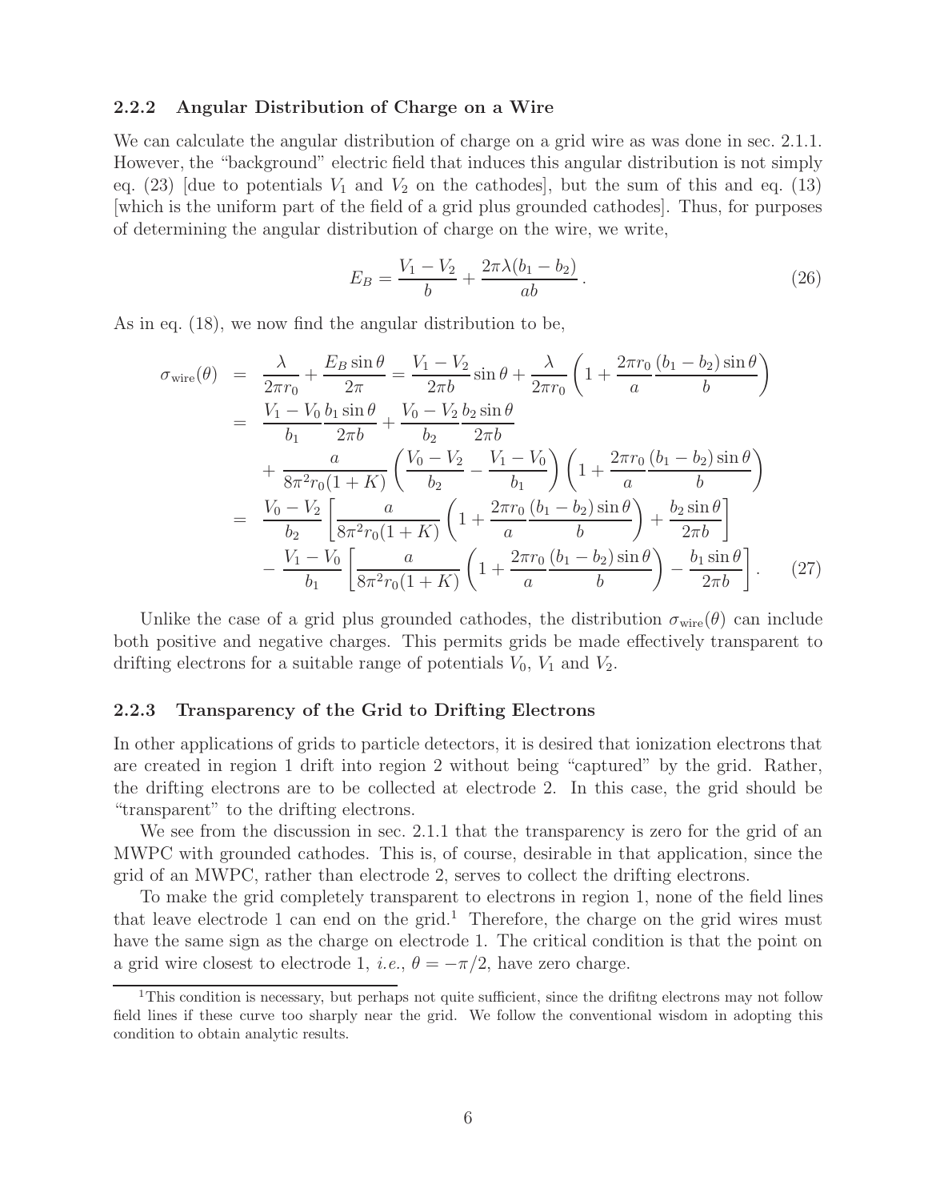### 2.2.2 Angular Distribution of Charge on a Wire

We can calculate the angular distribution of charge on a grid wire as was done in sec. 2.1.1. However, the "background" electric field that induces this angular distribution is not simply eq. (23) [due to potentials $V_1$ and $V_2$ on the cathodes], but the sum of this and eq. (13) [which is the uniform part of the field of a grid plus grounded cathodes]. Thus, for purposes of determining the angular distribution of charge on the wire, we write,

$$E_B = \frac{V_1 - V_2}{b} + \frac{2\pi\lambda(b_1 - b_2)}{ab} . \tag{26}$$

As in eq. (18), we now find the angular distribution to be,

$$\begin{aligned}
\sigma_{\rm wire}(\theta) &= \frac{\lambda}{2\pi r_0} + \frac{E_B \sin\theta}{2\pi} = \frac{V_1 - V_2}{2\pi b}\sin\theta + \frac{\lambda}{2\pi r_0}\left(1 + \frac{2\pi r_0}{a}\frac{(b_1 - b_2)\sin\theta}{b}\right) \\
&= \frac{V_1 - V_0}{b_1}\frac{b_1 \sin\theta}{2\pi b} + \frac{V_0 - V_2}{b_2}\frac{b_2\sin\theta}{2\pi b} \\
&\quad + \frac{a}{8\pi^2 r_0(1+K)}\left(\frac{V_0 - V_2}{b_2} - \frac{V_1 - V_0}{b_1}\right)\left(1 + \frac{2\pi r_0}{a}\frac{(b_1 - b_2)\sin\theta}{b}\right) \\
&= \frac{V_0 - V_2}{b_2}\left[\frac{a}{8\pi^2 r_0(1+K)}\left(1 + \frac{2\pi r_0}{a}\frac{(b_1 - b_2)\sin\theta}{b}\right) + \frac{b_2\sin\theta}{2\pi b}\right] \\
&\quad - \frac{V_1 - V_0}{b_1}\left[\frac{a}{8\pi^2 r_0(1+K)}\left(1 + \frac{2\pi r_0}{a}\frac{(b_1 - b_2)\sin\theta}{b}\right) - \frac{b_1\sin\theta}{2\pi b}\right] .
\end{aligned} \tag{27}$$

Unlike the case of a grid plus grounded cathodes, the distribution $\sigma_{\rm wire}(\theta)$ can include both positive and negative charges. This permits grids be made effectively transparent to drifting electrons for a suitable range of potentials $V_0$, $V_1$ and $V_2$.

### 2.2.3 Transparency of the Grid to Drifting Electrons

In other applications of grids to particle detectors, it is desired that ionization electrons that are created in region 1 drift into region 2 without being "captured" by the grid. Rather, the drifting electrons are to be collected at electrode 2. In this case, the grid should be "transparent" to the drifting electrons.

We see from the discussion in sec. 2.1.1 that the transparency is zero for the grid of an MWPC with grounded cathodes. This is, of course, desirable in that application, since the grid of an MWPC, rather than electrode 2, serves to collect the drifting electrons.

To make the grid completely transparent to electrons in region 1, none of the field lines that leave electrode 1 can end on the grid.[1] Therefore, the charge on the grid wires must have the same sign as the charge on electrode 1. The critical condition is that the point on a grid wire closest to electrode 1, *i.e.*, $\theta = -\pi/2$, have zero charge.

[1] This condition is necessary, but perhaps not quite sufficient, since the drifitng electrons may not follow field lines if these curve too sharply near the grid. We follow the conventional wisdom in adopting this condition to obtain analytic results.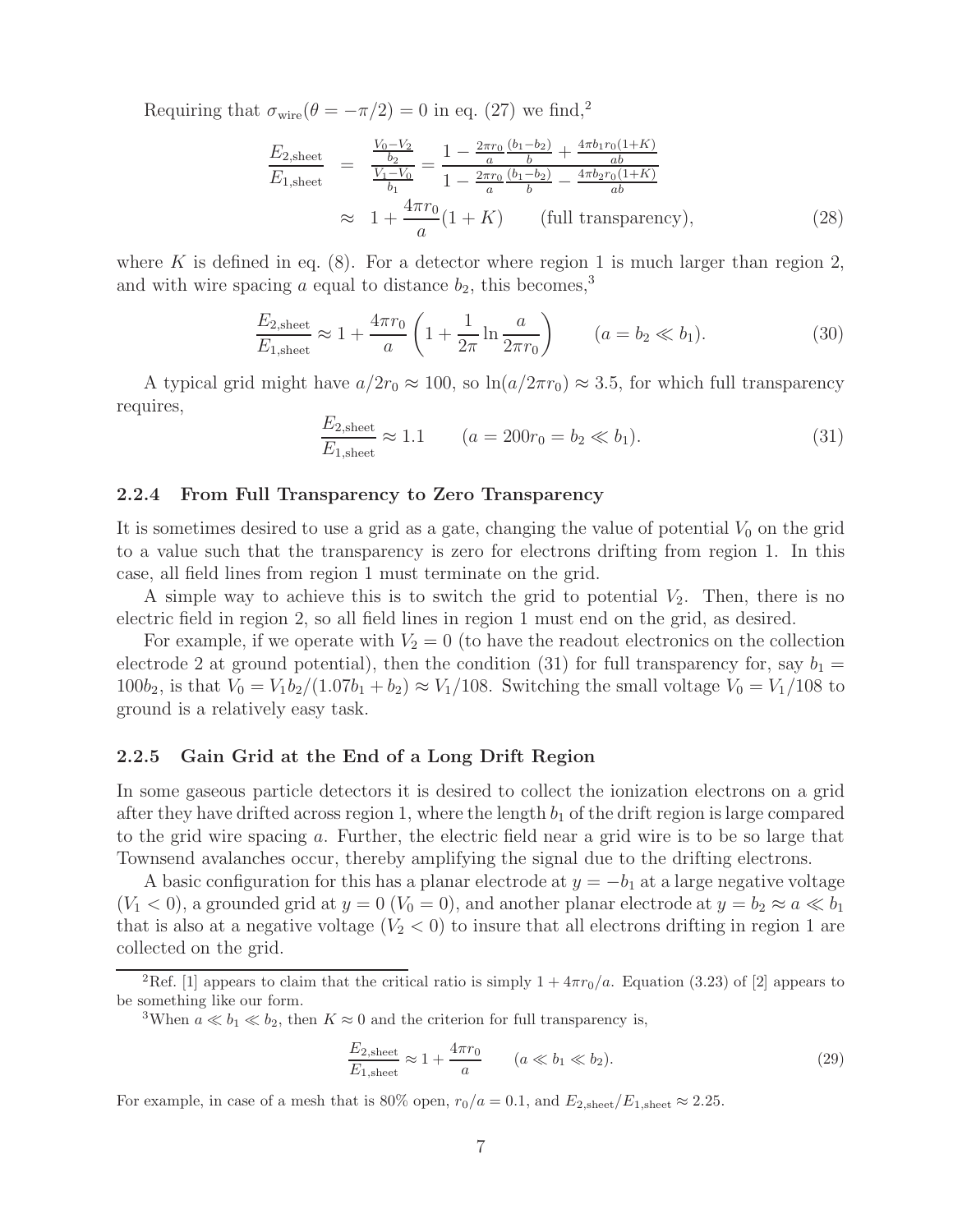Requiring that $\sigma_{\rm wire}(\theta = -\pi/2) = 0$ in eq. (27) we find,[2]

$$
\begin{aligned}
\frac{E_{2,\rm sheet}}{E_{1,\rm sheet}} &= \frac{\frac{V_0 - V_2}{b_2}}{\frac{V_1 - V_0}{b_1}} = \frac{1 - \frac{2\pi r_0}{a}\frac{(b_1 - b_2)}{b} + \frac{4\pi b_1 r_0 (1+K)}{ab}}{1 - \frac{2\pi r_0}{a}\frac{(b_1 - b_2)}{b} - \frac{4\pi b_2 r_0 (1+K)}{ab}} \\
&\approx 1 + \frac{4\pi r_0}{a}(1+K) \qquad \text{(full transparency)},
\end{aligned}
\tag{28}
$$

where $K$ is defined in eq. (8). For a detector where region 1 is much larger than region 2, and with wire spacing $a$ equal to distance $b_2$, this becomes,[3]

$$
\frac{E_{2,\rm sheet}}{E_{1,\rm sheet}} \approx 1 + \frac{4\pi r_0}{a}\left(1 + \frac{1}{2\pi}\ln\frac{a}{2\pi r_0}\right) \qquad (a = b_2 \ll b_1). \tag{30}
$$

A typical grid might have $a/2r_0 \approx 100$, so $\ln(a/2\pi r_0) \approx 3.5$, for which full transparency requires,

$$
\frac{E_{2,\rm sheet}}{E_{1,\rm sheet}} \approx 1.1 \qquad (a = 200 r_0 = b_2 \ll b_1). \tag{31}
$$

### 2.2.4 From Full Transparency to Zero Transparency

It is sometimes desired to use a grid as a gate, changing the value of potential $V_0$ on the grid to a value such that the transparency is zero for electrons drifting from region 1. In this case, all field lines from region 1 must terminate on the grid.

A simple way to achieve this is to switch the grid to potential $V_2$. Then, there is no electric field in region 2, so all field lines in region 1 must end on the grid, as desired.

For example, if we operate with $V_2 = 0$ (to have the readout electronics on the collection electrode 2 at ground potential), then the condition (31) for full transparency for, say $b_1 = 100 b_2$, is that $V_0 = V_1 b_2/(1.07 b_1 + b_2) \approx V_1/108$. Switching the small voltage $V_0 = V_1/108$ to ground is a relatively easy task.

### 2.2.5 Gain Grid at the End of a Long Drift Region

In some gaseous particle detectors it is desired to collect the ionization electrons on a grid after they have drifted across region 1, where the length $b_1$ of the drift region is large compared to the grid wire spacing $a$. Further, the electric field near a grid wire is to be so large that Townsend avalanches occur, thereby amplifying the signal due to the drifting electrons.

A basic configuration for this has a planar electrode at $y = -b_1$ at a large negative voltage ($V_1 < 0$), a grounded grid at $y = 0$ ($V_0 = 0$), and another planar electrode at $y = b_2 \approx a \ll b_1$ that is also at a negative voltage ($V_2 < 0$) to insure that all electrons drifting in region 1 are collected on the grid.

---

[2] Ref. [1] appears to claim that the critical ratio is simply $1 + 4\pi r_0/a$. Equation (3.23) of [2] appears to be something like our form.

[3] When $a \ll b_1 \ll b_2$, then $K \approx 0$ and the criterion for full transparency is,

$$
\frac{E_{2,\rm sheet}}{E_{1,\rm sheet}} \approx 1 + \frac{4\pi r_0}{a} \qquad (a \ll b_1 \ll b_2). \tag{29}
$$

For example, in case of a mesh that is 80% open, $r_0/a = 0.1$, and $E_{2,\rm sheet}/E_{1,\rm sheet} \approx 2.25$.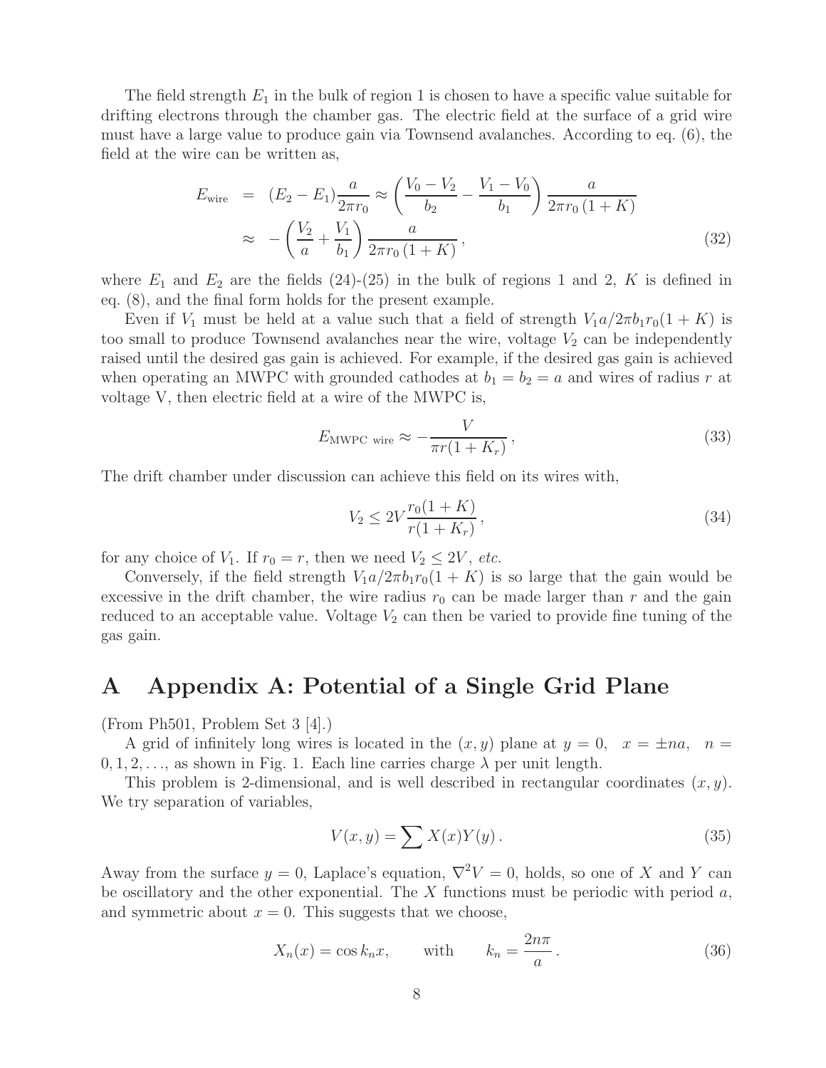The field strength $E_1$ in the bulk of region 1 is chosen to have a specific value suitable for drifting electrons through the chamber gas. The electric field at the surface of a grid wire must have a large value to produce gain via Townsend avalanches. According to eq. (6), the field at the wire can be written as,

$$
\begin{aligned}
E_{\text{wire}} &= (E_2 - E_1)\frac{a}{2\pi r_0} \approx \left(\frac{V_0 - V_2}{b_2} - \frac{V_1 - V_0}{b_1}\right)\frac{a}{2\pi r_0\,(1+K)} \\
&\approx -\left(\frac{V_2}{a} + \frac{V_1}{b_1}\right)\frac{a}{2\pi r_0\,(1+K)}\,,
\end{aligned} \tag{32}
$$

where $E_1$ and $E_2$ are the fields (24)-(25) in the bulk of regions 1 and 2, $K$ is defined in eq. (8), and the final form holds for the present example.

Even if $V_1$ must be held at a value such that a field of strength $V_1 a/2\pi b_1 r_0(1+K)$ is too small to produce Townsend avalanches near the wire, voltage $V_2$ can be independently raised until the desired gas gain is achieved. For example, if the desired gas gain is achieved when operating an MWPC with grounded cathodes at $b_1 = b_2 = a$ and wires of radius $r$ at voltage V, then electric field at a wire of the MWPC is,

$$
E_{\text{MWPC wire}} \approx -\frac{V}{\pi r(1+K_r)}\,, \tag{33}
$$

The drift chamber under discussion can achieve this field on its wires with,

$$
V_2 \le 2V\frac{r_0(1+K)}{r(1+K_r)}\,, \tag{34}
$$

for any choice of $V_1$. If $r_0 = r$, then we need $V_2 \le 2V$, *etc.*

Conversely, if the field strength $V_1 a/2\pi b_1 r_0(1+K)$ is so large that the gain would be excessive in the drift chamber, the wire radius $r_0$ can be made larger than $r$ and the gain reduced to an acceptable value. Voltage $V_2$ can then be varied to provide fine tuning of the gas gain.

# A Appendix A: Potential of a Single Grid Plane

(From Ph501, Problem Set 3 [4].)

A grid of infinitely long wires is located in the $(x, y)$ plane at $y = 0$, $x = \pm na$, $n = 0, 1, 2, \ldots$, as shown in Fig. 1. Each line carries charge $\lambda$ per unit length.

This problem is 2-dimensional, and is well described in rectangular coordinates $(x, y)$. We try separation of variables,

$$
V(x, y) = \sum X(x)Y(y)\,. \tag{35}
$$

Away from the surface $y = 0$, Laplace's equation, $\nabla^2 V = 0$, holds, so one of $X$ and $Y$ can be oscillatory and the other exponential. The $X$ functions must be periodic with period $a$, and symmetric about $x = 0$. This suggests that we choose,

$$
X_n(x) = \cos k_n x, \qquad \text{with} \qquad k_n = \frac{2n\pi}{a}\,. \tag{36}
$$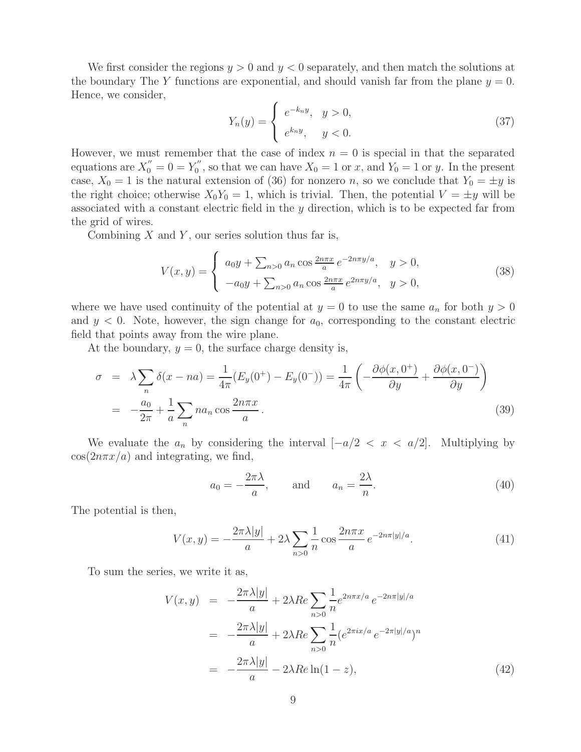We first consider the regions $y > 0$ and $y < 0$ separately, and then match the solutions at the boundary The $Y$ functions are exponential, and should vanish far from the plane $y = 0$. Hence, we consider,

$$
Y_n(y) = \begin{cases} e^{-k_n y}, & y > 0, \\ e^{k_n y}, & y < 0. \end{cases} \tag{37}
$$

However, we must remember that the case of index $n = 0$ is special in that the separated equations are $X_0'' = 0 = Y_0''$, so that we can have $X_0 = 1$ or $x$, and $Y_0 = 1$ or $y$. In the present case, $X_0 = 1$ is the natural extension of (36) for nonzero $n$, so we conclude that $Y_0 = \pm y$ is the right choice; otherwise $X_0 Y_0 = 1$, which is trivial. Then, the potential $V = \pm y$ will be associated with a constant electric field in the $y$ direction, which is to be expected far from the grid of wires.

Combining $X$ and $Y$, our series solution thus far is,

$$
V(x, y) = \begin{cases} a_0 y + \sum_{n>0} a_n \cos \frac{2n\pi x}{a} \, e^{-2n\pi y/a}, & y > 0, \\ -a_0 y + \sum_{n>0} a_n \cos \frac{2n\pi x}{a} \, e^{2n\pi y/a}, & y > 0, \end{cases} \tag{38}
$$

where we have used continuity of the potential at $y = 0$ to use the same $a_n$ for both $y > 0$ and $y < 0$. Note, however, the sign change for $a_0$, corresponding to the constant electric field that points away from the wire plane.

At the boundary, $y = 0$, the surface charge density is,

$$
\begin{aligned}
\sigma &= \lambda \sum_n \delta(x - na) = \frac{1}{4\pi}(E_y(0^+) - E_y(0^-)) = \frac{1}{4\pi}\left( -\frac{\partial \phi(x, 0^+)}{\partial y} + \frac{\partial \phi(x, 0^-)}{\partial y} \right) \\
&= -\frac{a_0}{2\pi} + \frac{1}{a} \sum_n n a_n \cos \frac{2n\pi x}{a} \,.
\end{aligned} \tag{39}
$$

We evaluate the $a_n$ by considering the interval $[-a/2 < x < a/2]$. Multiplying by $\cos(2n\pi x/a)$ and integrating, we find,

$$
a_0 = -\frac{2\pi\lambda}{a}, \qquad \text{and} \qquad a_n = \frac{2\lambda}{n}. \tag{40}
$$

The potential is then,

$$
V(x, y) = -\frac{2\pi\lambda |y|}{a} + 2\lambda \sum_{n>0} \frac{1}{n} \cos \frac{2n\pi x}{a} \, e^{-2n\pi |y|/a}. \tag{41}
$$

To sum the series, we write it as,

$$
\begin{aligned}
V(x, y) &= -\frac{2\pi\lambda |y|}{a} + 2\lambda Re \sum_{n>0} \frac{1}{n} e^{2n\pi x/a} \, e^{-2n\pi |y|/a} \\
&= -\frac{2\pi\lambda |y|}{a} + 2\lambda Re \sum_{n>0} \frac{1}{n} (e^{2\pi i x/a} \, e^{-2\pi |y|/a})^n \\
&= -\frac{2\pi\lambda |y|}{a} - 2\lambda Re \ln(1 - z),
\end{aligned} \tag{42}
$$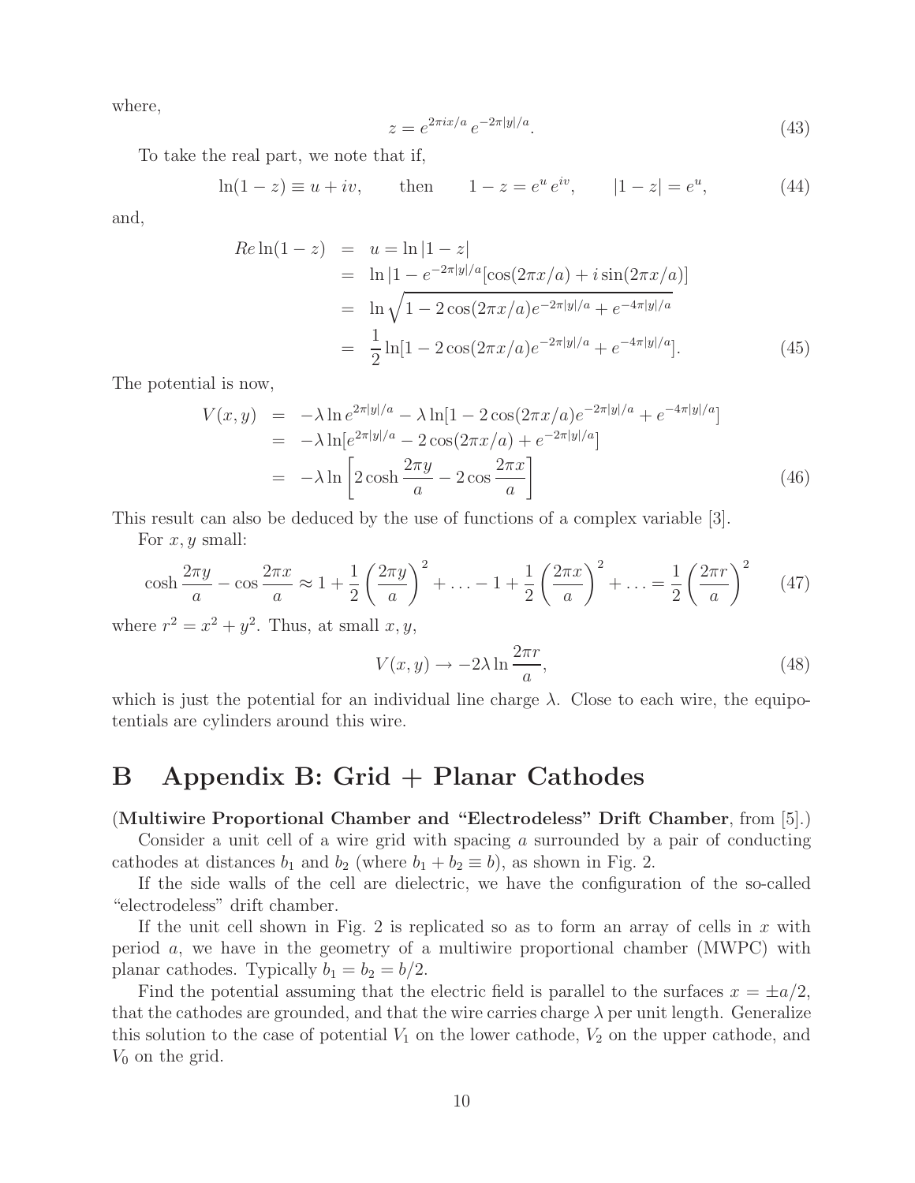where,

$$z = e^{2\pi i x/a} \, e^{-2\pi |y|/a}. \tag{43}$$

To take the real part, we note that if,

$$\ln(1-z) \equiv u + iv, \qquad \text{then} \qquad 1 - z = e^u \, e^{iv}, \qquad |1-z| = e^u, \tag{44}$$

and,

$$\begin{aligned}
Re \ln(1-z) &= u = \ln|1-z| \\
&= \ln|1 - e^{-2\pi|y|/a}[\cos(2\pi x/a) + i \sin(2\pi x/a)] \\
&= \ln \sqrt{1 - 2\cos(2\pi x/a) e^{-2\pi|y|/a} + e^{-4\pi|y|/a}} \\
&= \frac{1}{2} \ln[1 - 2\cos(2\pi x/a) e^{-2\pi|y|/a} + e^{-4\pi|y|/a}].
\end{aligned} \tag{45}$$

The potential is now,

$$\begin{aligned}
V(x,y) &= -\lambda \ln e^{2\pi|y|/a} - \lambda \ln[1 - 2\cos(2\pi x/a) e^{-2\pi|y|/a} + e^{-4\pi|y|/a}] \\
&= -\lambda \ln[e^{2\pi|y|/a} - 2\cos(2\pi x/a) + e^{-2\pi|y|/a}] \\
&= -\lambda \ln\left[2\cosh\frac{2\pi y}{a} - 2\cos\frac{2\pi x}{a}\right]
\end{aligned} \tag{46}$$

This result can also be deduced by the use of functions of a complex variable [3].

For $x, y$ small:

$$\cosh\frac{2\pi y}{a} - \cos\frac{2\pi x}{a} \approx 1 + \frac{1}{2}\left(\frac{2\pi y}{a}\right)^2 + \ldots - 1 + \frac{1}{2}\left(\frac{2\pi x}{a}\right)^2 + \ldots = \frac{1}{2}\left(\frac{2\pi r}{a}\right)^2 \tag{47}$$

where $r^2 = x^2 + y^2$. Thus, at small $x, y$,

$$V(x,y) \to -2\lambda \ln\frac{2\pi r}{a}, \tag{48}$$

which is just the potential for an individual line charge $\lambda$. Close to each wire, the equipotentials are cylinders around this wire.

# B Appendix B: Grid + Planar Cathodes

(**Multiwire Proportional Chamber and "Electrodeless" Drift Chamber**, from [5].)

Consider a unit cell of a wire grid with spacing $a$ surrounded by a pair of conducting cathodes at distances $b_1$ and $b_2$ (where $b_1 + b_2 \equiv b$), as shown in Fig. 2.

If the side walls of the cell are dielectric, we have the configuration of the so-called "electrodeless" drift chamber.

If the unit cell shown in Fig. 2 is replicated so as to form an array of cells in $x$ with period $a$, we have in the geometry of a multiwire proportional chamber (MWPC) with planar cathodes. Typically $b_1 = b_2 = b/2$.

Find the potential assuming that the electric field is parallel to the surfaces $x = \pm a/2$, that the cathodes are grounded, and that the wire carries charge $\lambda$ per unit length. Generalize this solution to the case of potential $V_1$ on the lower cathode, $V_2$ on the upper cathode, and $V_0$ on the grid.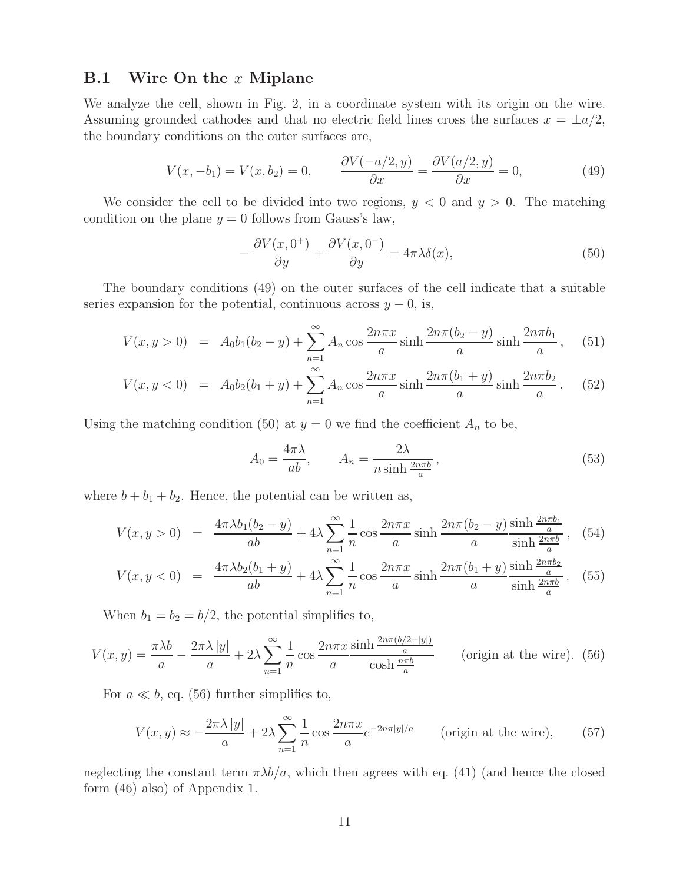### B.1 Wire On the $x$ Miplane

We analyze the cell, shown in Fig. 2, in a coordinate system with its origin on the wire. Assuming grounded cathodes and that no electric field lines cross the surfaces $x = \pm a/2$, the boundary conditions on the outer surfaces are,

$$V(x, -b_1) = V(x, b_2) = 0, \qquad \frac{\partial V(-a/2, y)}{\partial x} = \frac{\partial V(a/2, y)}{\partial x} = 0, \tag{49}$$

We consider the cell to be divided into two regions, $y < 0$ and $y > 0$. The matching condition on the plane $y = 0$ follows from Gauss's law,

$$-\frac{\partial V(x, 0^+)}{\partial y} + \frac{\partial V(x, 0^-)}{\partial y} = 4\pi\lambda\delta(x), \tag{50}$$

The boundary conditions (49) on the outer surfaces of the cell indicate that a suitable series expansion for the potential, continuous across $y - 0$, is,

$$V(x, y > 0) = A_0 b_1 (b_2 - y) + \sum_{n=1}^{\infty} A_n \cos\frac{2n\pi x}{a} \sinh\frac{2n\pi(b_2 - y)}{a} \sinh\frac{2n\pi b_1}{a}, \tag{51}$$

$$V(x, y < 0) = A_0 b_2 (b_1 + y) + \sum_{n=1}^{\infty} A_n \cos\frac{2n\pi x}{a} \sinh\frac{2n\pi(b_1 + y)}{a} \sinh\frac{2n\pi b_2}{a}. \tag{52}$$

Using the matching condition (50) at $y = 0$ we find the coefficient $A_n$ to be,

$$A_0 = \frac{4\pi\lambda}{ab}, \qquad A_n = \frac{2\lambda}{n \sinh\frac{2n\pi b}{a}}, \tag{53}$$

where $b + b_1 + b_2$. Hence, the potential can be written as,

$$V(x, y > 0) = \frac{4\pi\lambda b_1 (b_2 - y)}{ab} + 4\lambda \sum_{n=1}^{\infty} \frac{1}{n} \cos\frac{2n\pi x}{a} \sinh\frac{2n\pi(b_2 - y)}{a} \frac{\sinh\frac{2n\pi b_1}{a}}{\sinh\frac{2n\pi b}{a}}, \tag{54}$$

$$V(x, y < 0) = \frac{4\pi\lambda b_2 (b_1 + y)}{ab} + 4\lambda \sum_{n=1}^{\infty} \frac{1}{n} \cos\frac{2n\pi x}{a} \sinh\frac{2n\pi(b_1 + y)}{a} \frac{\sinh\frac{2n\pi b_2}{a}}{\sinh\frac{2n\pi b}{a}}. \tag{55}$$

When $b_1 = b_2 = b/2$, the potential simplifies to,

$$V(x, y) = \frac{\pi\lambda b}{a} - \frac{2\pi\lambda\,|y|}{a} + 2\lambda \sum_{n=1}^{\infty} \frac{1}{n} \cos\frac{2n\pi x}{a} \frac{\sinh\frac{2n\pi(b/2 - |y|)}{a}}{\cosh\frac{n\pi b}{a}} \qquad \text{(origin at the wire).} \tag{56}$$

For $a \ll b$, eq. (56) further simplifies to,

$$V(x, y) \approx -\frac{2\pi\lambda\,|y|}{a} + 2\lambda \sum_{n=1}^{\infty} \frac{1}{n} \cos\frac{2n\pi x}{a} e^{-2n\pi|y|/a} \qquad \text{(origin at the wire),} \tag{57}$$

neglecting the constant term $\pi\lambda b/a$, which then agrees with eq. (41) (and hence the closed form (46) also) of Appendix 1.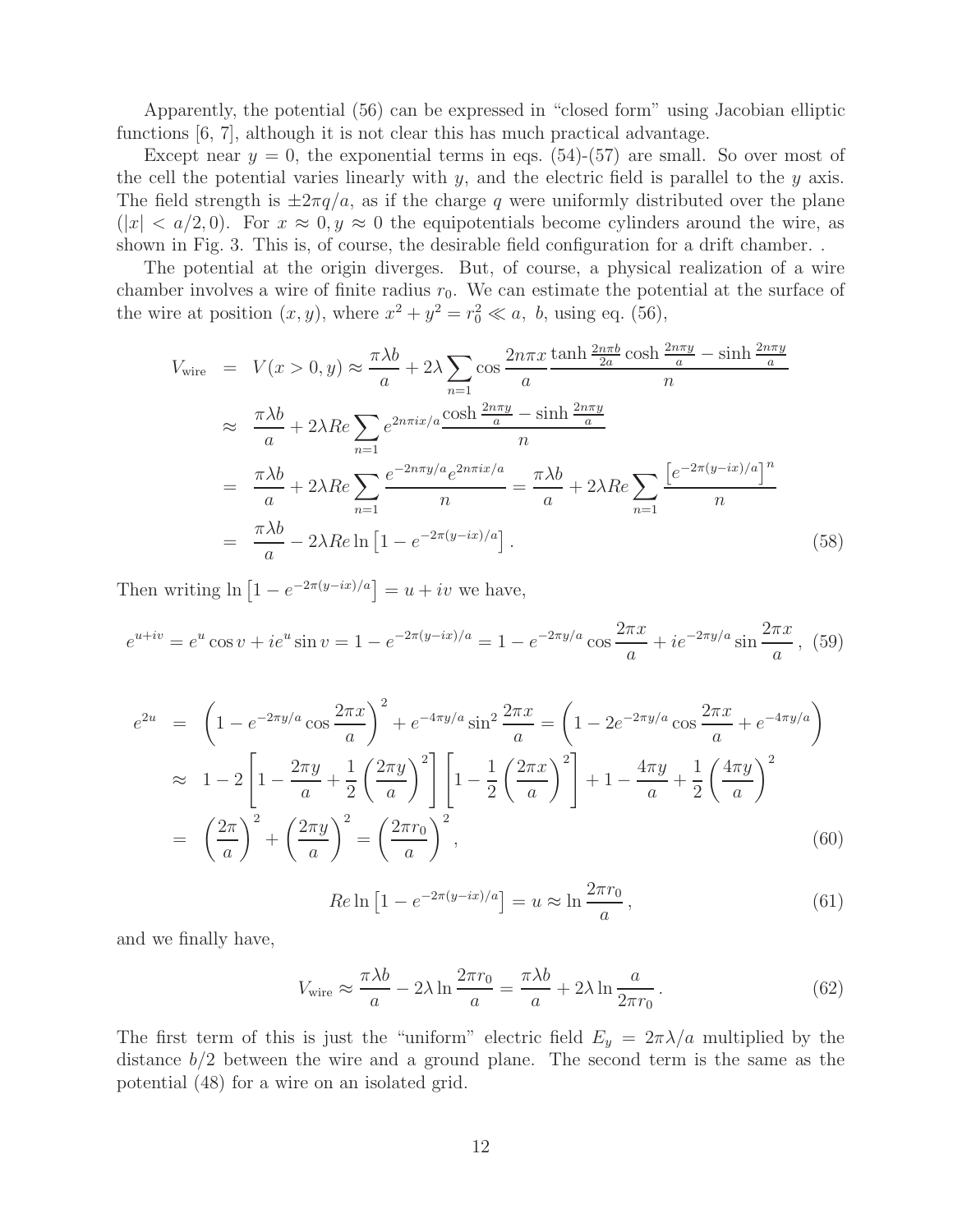Apparently, the potential (56) can be expressed in "closed form" using Jacobian elliptic functions [6, 7], although it is not clear this has much practical advantage.

Except near $y = 0$, the exponential terms in eqs. (54)-(57) are small. So over most of the cell the potential varies linearly with $y$, and the electric field is parallel to the $y$ axis. The field strength is $\pm 2\pi q/a$, as if the charge $q$ were uniformly distributed over the plane $(|x| < a/2, 0)$. For $x \approx 0, y \approx 0$ the equipotentials become cylinders around the wire, as shown in Fig. 3. This is, of course, the desirable field configuration for a drift chamber. .

The potential at the origin diverges. But, of course, a physical realization of a wire chamber involves a wire of finite radius $r_0$. We can estimate the potential at the surface of the wire at position $(x, y)$, where $x^2 + y^2 = r_0^2 \ll a,\ b$, using eq. (56),

$$
\begin{aligned}
V_{\rm wire} &= V(x > 0, y) \approx \frac{\pi\lambda b}{a} + 2\lambda \sum_{n=1} \cos\frac{2n\pi x}{a} \frac{\tanh\frac{2n\pi b}{2a}\cosh\frac{2n\pi y}{a} - \sinh\frac{2n\pi y}{a}}{n} \\
&\approx \frac{\pi\lambda b}{a} + 2\lambda Re \sum_{n=1} e^{2n\pi i x/a} \frac{\cosh\frac{2n\pi y}{a} - \sinh\frac{2n\pi y}{a}}{n} \\
&= \frac{\pi\lambda b}{a} + 2\lambda Re \sum_{n=1} \frac{e^{-2n\pi y/a} e^{2n\pi i x/a}}{n} = \frac{\pi\lambda b}{a} + 2\lambda Re \sum_{n=1} \frac{\left[e^{-2\pi(y - ix)/a}\right]^n}{n} \\
&= \frac{\pi\lambda b}{a} - 2\lambda Re \ln\left[1 - e^{-2\pi(y-ix)/a}\right]. \qquad (58)
\end{aligned}
$$

Then writing $\ln\left[1 - e^{-2\pi(y-ix)/a}\right] = u + iv$ we have,

$$
e^{u+iv} = e^u \cos v + i e^u \sin v = 1 - e^{-2\pi(y-ix)/a} = 1 - e^{-2\pi y/a}\cos\frac{2\pi x}{a} + i e^{-2\pi y/a}\sin\frac{2\pi x}{a}, \quad (59)
$$

$$
\begin{aligned}
e^{2u} &= \left(1 - e^{-2\pi y/a}\cos\frac{2\pi x}{a}\right)^2 + e^{-4\pi y/a}\sin^2\frac{2\pi x}{a} = \left(1 - 2e^{-2\pi y/a}\cos\frac{2\pi x}{a} + e^{-4\pi y/a}\right) \\
&\approx 1 - 2\left[1 - \frac{2\pi y}{a} + \frac{1}{2}\left(\frac{2\pi y}{a}\right)^2\right]\left[1 - \frac{1}{2}\left(\frac{2\pi x}{a}\right)^2\right] + 1 - \frac{4\pi y}{a} + \frac{1}{2}\left(\frac{4\pi y}{a}\right)^2 \\
&= \left(\frac{2\pi}{a}\right)^2 + \left(\frac{2\pi y}{a}\right)^2 = \left(\frac{2\pi r_0}{a}\right)^2, \qquad (60)
\end{aligned}
$$

$$
Re \ln\left[1 - e^{-2\pi(y-ix)/a}\right] = u \approx \ln\frac{2\pi r_0}{a}, \qquad (61)
$$

and we finally have,

$$
V_{\rm wire} \approx \frac{\pi\lambda b}{a} - 2\lambda \ln\frac{2\pi r_0}{a} = \frac{\pi\lambda b}{a} + 2\lambda \ln\frac{a}{2\pi r_0}. \qquad (62)
$$

The first term of this is just the "uniform" electric field $E_y = 2\pi\lambda/a$ multiplied by the distance $b/2$ between the wire and a ground plane. The second term is the same as the potential (48) for a wire on an isolated grid.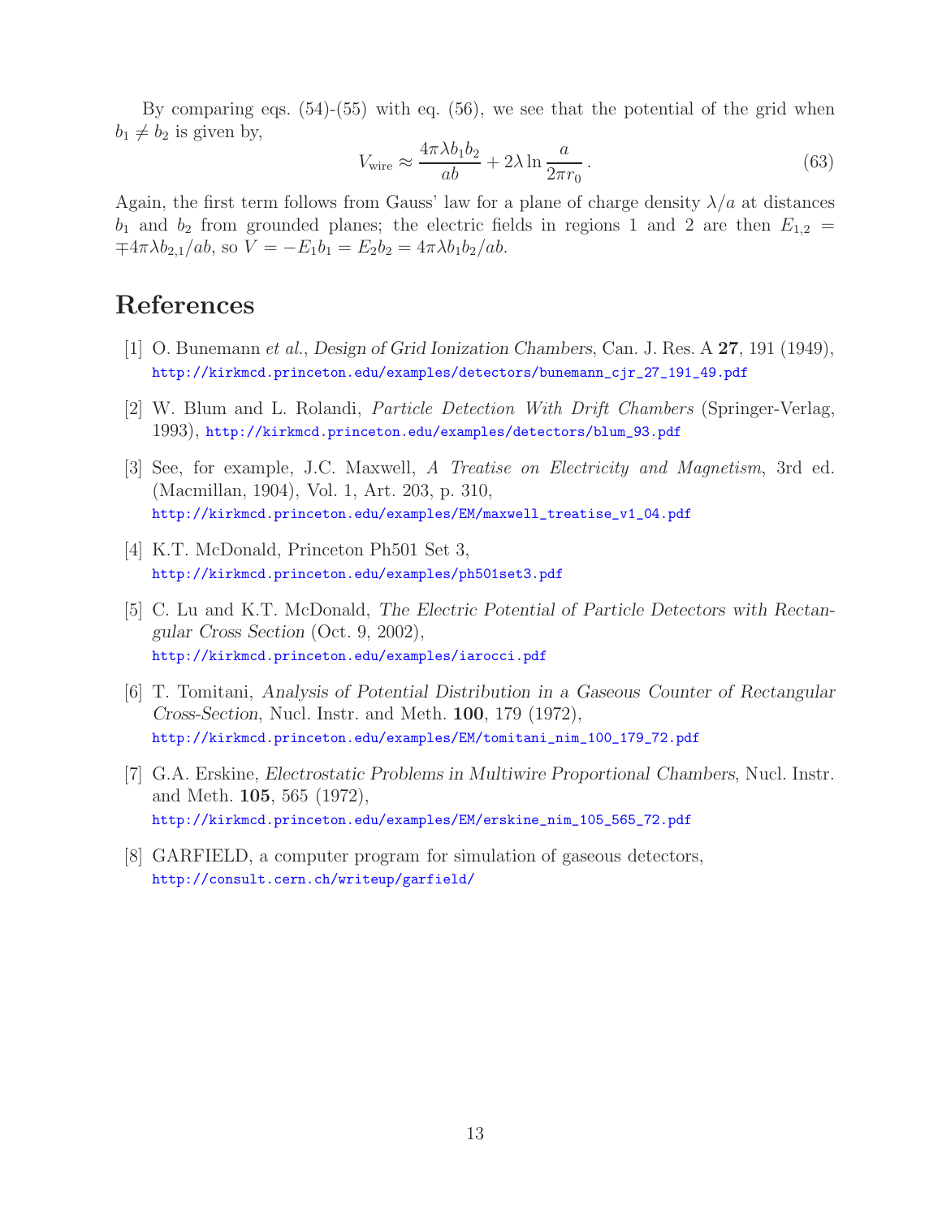By comparing eqs. (54)-(55) with eq. (56), we see that the potential of the grid when $b_1 \neq b_2$ is given by,

$$V_{\rm wire} \approx \frac{4\pi\lambda b_1 b_2}{ab} + 2\lambda \ln \frac{a}{2\pi r_0}\,. \tag{63}$$

Again, the first term follows from Gauss' law for a plane of charge density $\lambda/a$ at distances $b_1$ and $b_2$ from grounded planes; the electric fields in regions 1 and 2 are then $E_{1,2} = \mp 4\pi\lambda b_{2,1}/ab$, so $V = -E_1 b_1 = E_2 b_2 = 4\pi\lambda b_1 b_2/ab$.

## References

[1] O. Bunemann *et al.*, *Design of Grid Ionization Chambers*, Can. J. Res. A **27**, 191 (1949), http://kirkmcd.princeton.edu/examples/detectors/bunemann_cjr_27_191_49.pdf

[2] W. Blum and L. Rolandi, *Particle Detection With Drift Chambers* (Springer-Verlag, 1993), http://kirkmcd.princeton.edu/examples/detectors/blum_93.pdf

[3] See, for example, J.C. Maxwell, *A Treatise on Electricity and Magnetism*, 3rd ed. (Macmillan, 1904), Vol. 1, Art. 203, p. 310, http://kirkmcd.princeton.edu/examples/EM/maxwell_treatise_v1_04.pdf

[4] K.T. McDonald, Princeton Ph501 Set 3, http://kirkmcd.princeton.edu/examples/ph501set3.pdf

[5] C. Lu and K.T. McDonald, *The Electric Potential of Particle Detectors with Rectangular Cross Section* (Oct. 9, 2002), http://kirkmcd.princeton.edu/examples/iarocci.pdf

[6] T. Tomitani, *Analysis of Potential Distribution in a Gaseous Counter of Rectangular Cross-Section*, Nucl. Instr. and Meth. **100**, 179 (1972), http://kirkmcd.princeton.edu/examples/EM/tomitani_nim_100_179_72.pdf

[7] G.A. Erskine, *Electrostatic Problems in Multiwire Proportional Chambers*, Nucl. Instr. and Meth. **105**, 565 (1972), http://kirkmcd.princeton.edu/examples/EM/erskine_nim_105_565_72.pdf

[8] GARFIELD, a computer program for simulation of gaseous detectors, http://consult.cern.ch/writeup/garfield/